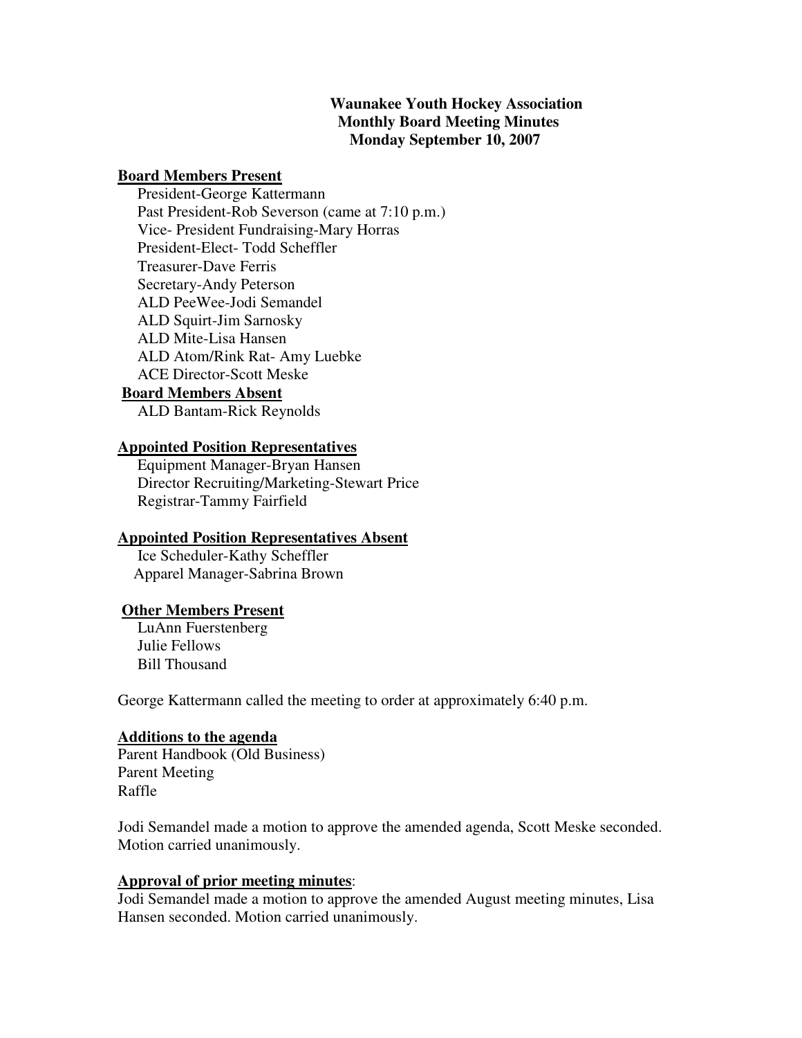**Waunakee Youth Hockey Association**
**Monthly Board Meeting Minutes**
**Monday September 10, 2007**

**Board Members Present**

President-George Kattermann
Past President-Rob Severson (came at 7:10 p.m.)
Vice- President Fundraising-Mary Horras
President-Elect- Todd Scheffler
Treasurer-Dave Ferris
Secretary-Andy Peterson
ALD PeeWee-Jodi Semandel
ALD Squirt-Jim Sarnosky
ALD Mite-Lisa Hansen
ALD Atom/Rink Rat- Amy Luebke
ACE Director-Scott Meske

**Board Members Absent**

ALD Bantam-Rick Reynolds

**Appointed Position Representatives**

Equipment Manager-Bryan Hansen
Director Recruiting/Marketing-Stewart Price
Registrar-Tammy Fairfield

**Appointed Position Representatives Absent**

Ice Scheduler-Kathy Scheffler
Apparel Manager-Sabrina Brown

**Other Members Present**

LuAnn Fuerstenberg
Julie Fellows
Bill Thousand

George Kattermann called the meeting to order at approximately 6:40 p.m.

**Additions to the agenda**

Parent Handbook (Old Business)
Parent Meeting
Raffle

Jodi Semandel made a motion to approve the amended agenda, Scott Meske seconded. Motion carried unanimously.

**Approval of prior meeting minutes**:

Jodi Semandel made a motion to approve the amended August meeting minutes, Lisa Hansen seconded. Motion carried unanimously.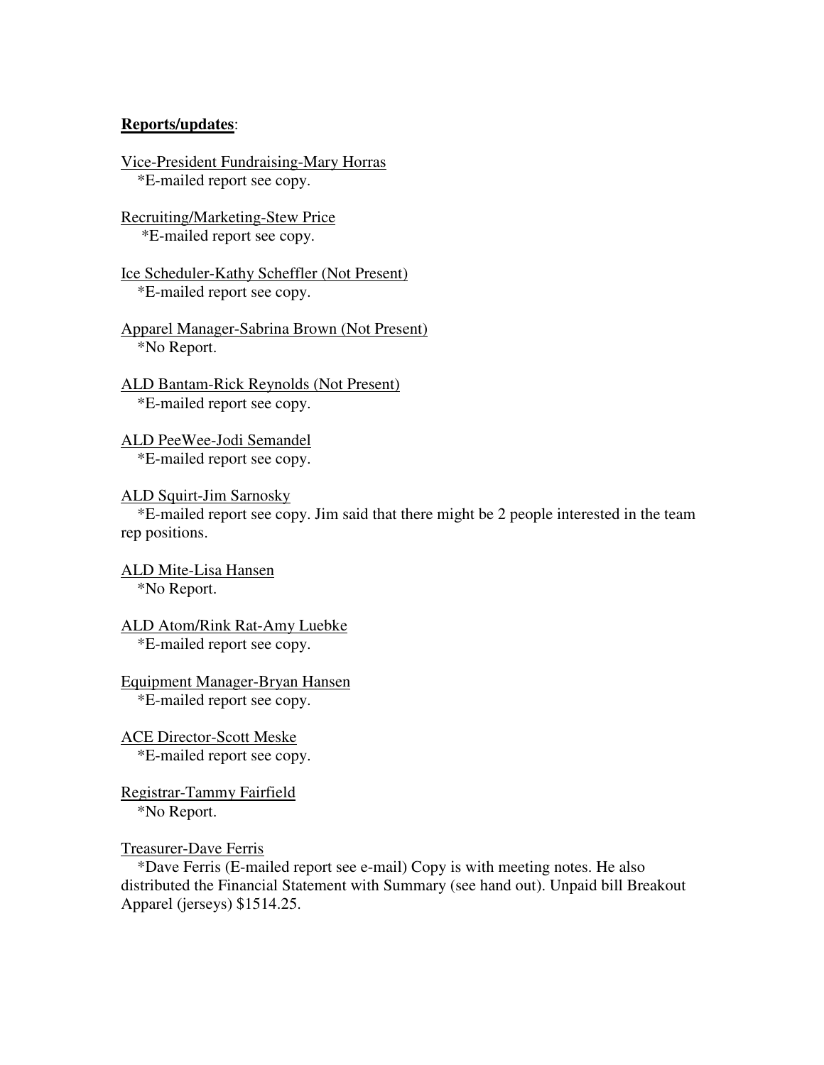**Reports/updates**:

Vice-President Fundraising-Mary Horras
*E-mailed report see copy.

Recruiting/Marketing-Stew Price
*E-mailed report see copy.

Ice Scheduler-Kathy Scheffler (Not Present)
*E-mailed report see copy.

Apparel Manager-Sabrina Brown (Not Present)
*No Report.

ALD Bantam-Rick Reynolds (Not Present)
*E-mailed report see copy.

ALD PeeWee-Jodi Semandel
*E-mailed report see copy.

ALD Squirt-Jim Sarnosky
*E-mailed report see copy. Jim said that there might be 2 people interested in the team rep positions.

ALD Mite-Lisa Hansen
*No Report.

ALD Atom/Rink Rat-Amy Luebke
*E-mailed report see copy.

Equipment Manager-Bryan Hansen
*E-mailed report see copy.

ACE Director-Scott Meske
*E-mailed report see copy.

Registrar-Tammy Fairfield
*No Report.

Treasurer-Dave Ferris
*Dave Ferris (E-mailed report see e-mail) Copy is with meeting notes. He also distributed the Financial Statement with Summary (see hand out). Unpaid bill Breakout Apparel (jerseys) $1514.25.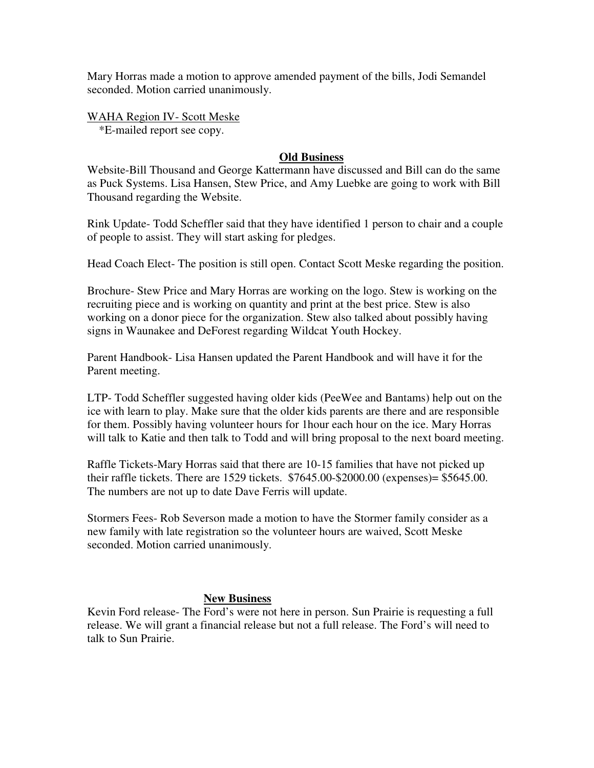Mary Horras made a motion to approve amended payment of the bills, Jodi Semandel seconded. Motion carried unanimously.

WAHA Region IV- Scott Meske
*E-mailed report see copy.

## **Old Business**

Website-Bill Thousand and George Kattermann have discussed and Bill can do the same as Puck Systems. Lisa Hansen, Stew Price, and Amy Luebke are going to work with Bill Thousand regarding the Website.

Rink Update- Todd Scheffler said that they have identified 1 person to chair and a couple of people to assist. They will start asking for pledges.

Head Coach Elect- The position is still open. Contact Scott Meske regarding the position.

Brochure- Stew Price and Mary Horras are working on the logo. Stew is working on the recruiting piece and is working on quantity and print at the best price. Stew is also working on a donor piece for the organization. Stew also talked about possibly having signs in Waunakee and DeForest regarding Wildcat Youth Hockey.

Parent Handbook- Lisa Hansen updated the Parent Handbook and will have it for the Parent meeting.

LTP- Todd Scheffler suggested having older kids (PeeWee and Bantams) help out on the ice with learn to play. Make sure that the older kids parents are there and are responsible for them. Possibly having volunteer hours for 1hour each hour on the ice. Mary Horras will talk to Katie and then talk to Todd and will bring proposal to the next board meeting.

Raffle Tickets-Mary Horras said that there are 10-15 families that have not picked up their raffle tickets. There are 1529 tickets. $7645.00-$2000.00 (expenses)= $5645.00. The numbers are not up to date Dave Ferris will update.

Stormers Fees- Rob Severson made a motion to have the Stormer family consider as a new family with late registration so the volunteer hours are waived, Scott Meske seconded. Motion carried unanimously.

## **New Business**

Kevin Ford release- The Ford's were not here in person. Sun Prairie is requesting a full release. We will grant a financial release but not a full release. The Ford's will need to talk to Sun Prairie.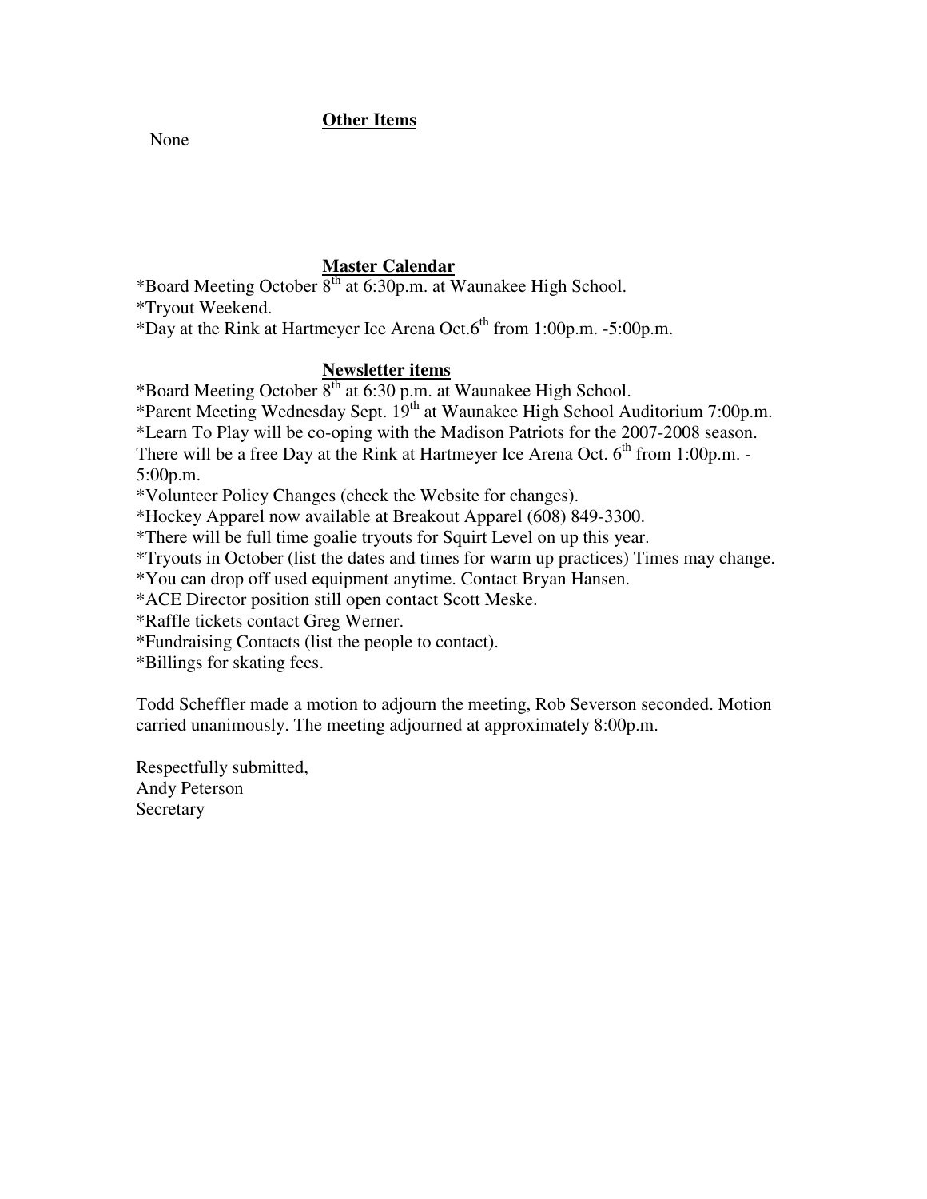## Other Items

None

## Master Calendar

*Board Meeting October 8th at 6:30p.m. at Waunakee High School.
*Tryout Weekend.
*Day at the Rink at Hartmeyer Ice Arena Oct.6th from 1:00p.m. -5:00p.m.

## Newsletter items

*Board Meeting October 8th at 6:30 p.m. at Waunakee High School.
*Parent Meeting Wednesday Sept. 19th at Waunakee High School Auditorium 7:00p.m.
*Learn To Play will be co-oping with the Madison Patriots for the 2007-2008 season. There will be a free Day at the Rink at Hartmeyer Ice Arena Oct. 6th from 1:00p.m. - 5:00p.m.
*Volunteer Policy Changes (check the Website for changes).
*Hockey Apparel now available at Breakout Apparel (608) 849-3300.
*There will be full time goalie tryouts for Squirt Level on up this year.
*Tryouts in October (list the dates and times for warm up practices) Times may change.
*You can drop off used equipment anytime. Contact Bryan Hansen.
*ACE Director position still open contact Scott Meske.
*Raffle tickets contact Greg Werner.
*Fundraising Contacts (list the people to contact).
*Billings for skating fees.

Todd Scheffler made a motion to adjourn the meeting, Rob Severson seconded. Motion carried unanimously. The meeting adjourned at approximately 8:00p.m.

Respectfully submitted,
Andy Peterson
Secretary